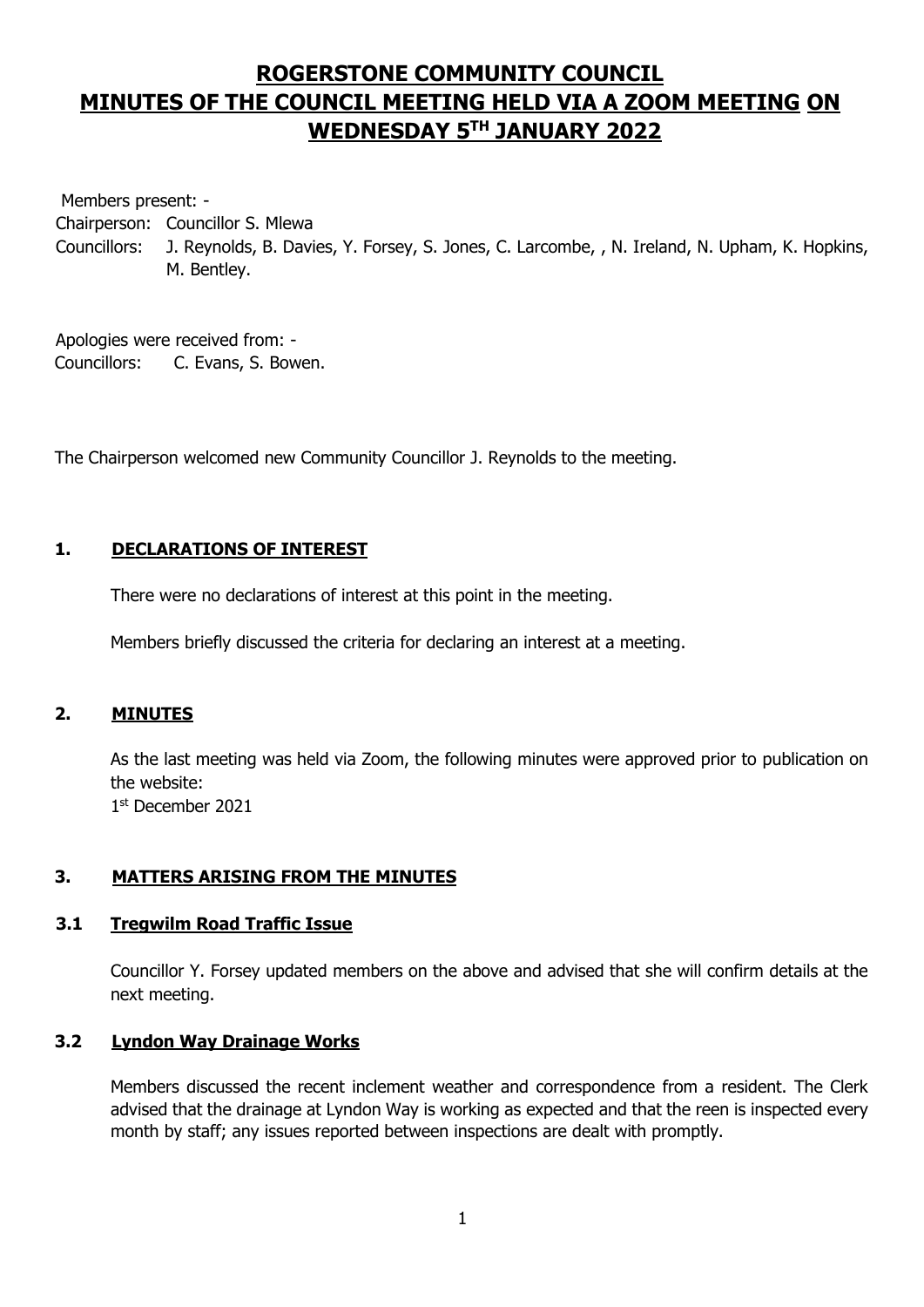# ROGERSTONE COMMUNITY COUNCIL
# MINUTES OF THE COUNCIL MEETING HELD VIA A ZOOM MEETING ON WEDNESDAY 5TH JANUARY 2022

Members present: -

Chairperson: Councillor S. Mlewa

Councillors: J. Reynolds, B. Davies, Y. Forsey, S. Jones, C. Larcombe, , N. Ireland, N. Upham, K. Hopkins, M. Bentley.

Apologies were received from: -

Councillors: C. Evans, S. Bowen.

The Chairperson welcomed new Community Councillor J. Reynolds to the meeting.

## 1. DECLARATIONS OF INTEREST

There were no declarations of interest at this point in the meeting.

Members briefly discussed the criteria for declaring an interest at a meeting.

## 2. MINUTES

As the last meeting was held via Zoom, the following minutes were approved prior to publication on the website:
1st December 2021

## 3. MATTERS ARISING FROM THE MINUTES

### 3.1 Tregwilm Road Traffic Issue

Councillor Y. Forsey updated members on the above and advised that she will confirm details at the next meeting.

### 3.2 Lyndon Way Drainage Works

Members discussed the recent inclement weather and correspondence from a resident. The Clerk advised that the drainage at Lyndon Way is working as expected and that the reen is inspected every month by staff; any issues reported between inspections are dealt with promptly.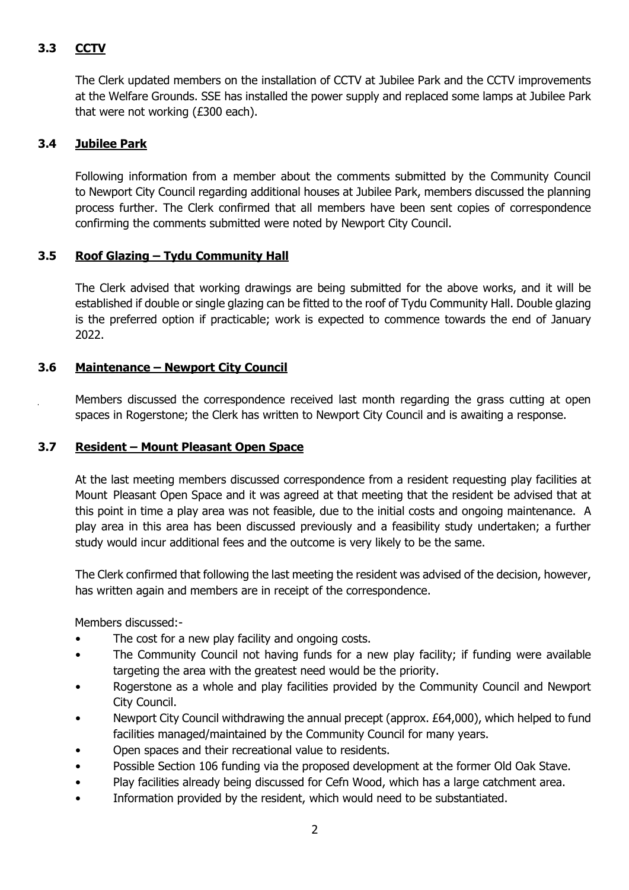### 3.3 CCTV

The Clerk updated members on the installation of CCTV at Jubilee Park and the CCTV improvements at the Welfare Grounds. SSE has installed the power supply and replaced some lamps at Jubilee Park that were not working (£300 each).

### 3.4 Jubilee Park

Following information from a member about the comments submitted by the Community Council to Newport City Council regarding additional houses at Jubilee Park, members discussed the planning process further. The Clerk confirmed that all members have been sent copies of correspondence confirming the comments submitted were noted by Newport City Council.

### 3.5 Roof Glazing – Tydu Community Hall

The Clerk advised that working drawings are being submitted for the above works, and it will be established if double or single glazing can be fitted to the roof of Tydu Community Hall. Double glazing is the preferred option if practicable; work is expected to commence towards the end of January 2022.

### 3.6 Maintenance – Newport City Council

Members discussed the correspondence received last month regarding the grass cutting at open spaces in Rogerstone; the Clerk has written to Newport City Council and is awaiting a response.

### 3.7 Resident – Mount Pleasant Open Space

At the last meeting members discussed correspondence from a resident requesting play facilities at Mount Pleasant Open Space and it was agreed at that meeting that the resident be advised that at this point in time a play area was not feasible, due to the initial costs and ongoing maintenance. A play area in this area has been discussed previously and a feasibility study undertaken; a further study would incur additional fees and the outcome is very likely to be the same.

The Clerk confirmed that following the last meeting the resident was advised of the decision, however, has written again and members are in receipt of the correspondence.

Members discussed:-

- The cost for a new play facility and ongoing costs.
- The Community Council not having funds for a new play facility; if funding were available targeting the area with the greatest need would be the priority.
- Rogerstone as a whole and play facilities provided by the Community Council and Newport City Council.
- Newport City Council withdrawing the annual precept (approx. £64,000), which helped to fund facilities managed/maintained by the Community Council for many years.
- Open spaces and their recreational value to residents.
- Possible Section 106 funding via the proposed development at the former Old Oak Stave.
- Play facilities already being discussed for Cefn Wood, which has a large catchment area.
- Information provided by the resident, which would need to be substantiated.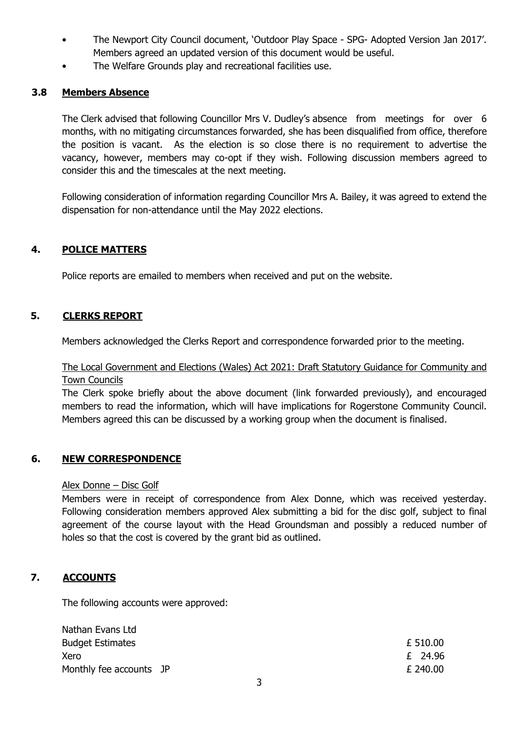- The Newport City Council document, 'Outdoor Play Space - SPG- Adopted Version Jan 2017'. Members agreed an updated version of this document would be useful.
- The Welfare Grounds play and recreational facilities use.

### 3.8 Members Absence

The Clerk advised that following Councillor Mrs V. Dudley's absence from meetings for over 6 months, with no mitigating circumstances forwarded, she has been disqualified from office, therefore the position is vacant. As the election is so close there is no requirement to advertise the vacancy, however, members may co-opt if they wish. Following discussion members agreed to consider this and the timescales at the next meeting.

Following consideration of information regarding Councillor Mrs A. Bailey, it was agreed to extend the dispensation for non-attendance until the May 2022 elections.

## 4. POLICE MATTERS

Police reports are emailed to members when received and put on the website.

## 5. CLERKS REPORT

Members acknowledged the Clerks Report and correspondence forwarded prior to the meeting.

The Local Government and Elections (Wales) Act 2021: Draft Statutory Guidance for Community and Town Councils

The Clerk spoke briefly about the above document (link forwarded previously), and encouraged members to read the information, which will have implications for Rogerstone Community Council. Members agreed this can be discussed by a working group when the document is finalised.

## 6. NEW CORRESPONDENCE

Alex Donne – Disc Golf

Members were in receipt of correspondence from Alex Donne, which was received yesterday. Following consideration members approved Alex submitting a bid for the disc golf, subject to final agreement of the course layout with the Head Groundsman and possibly a reduced number of holes so that the cost is covered by the grant bid as outlined.

## 7. ACCOUNTS

The following accounts were approved:

| | |
|---|---|
| Nathan Evans Ltd | |
| Budget Estimates | £ 510.00 |
| Xero | £ 24.96 |
| Monthly fee accounts JP | £ 240.00 |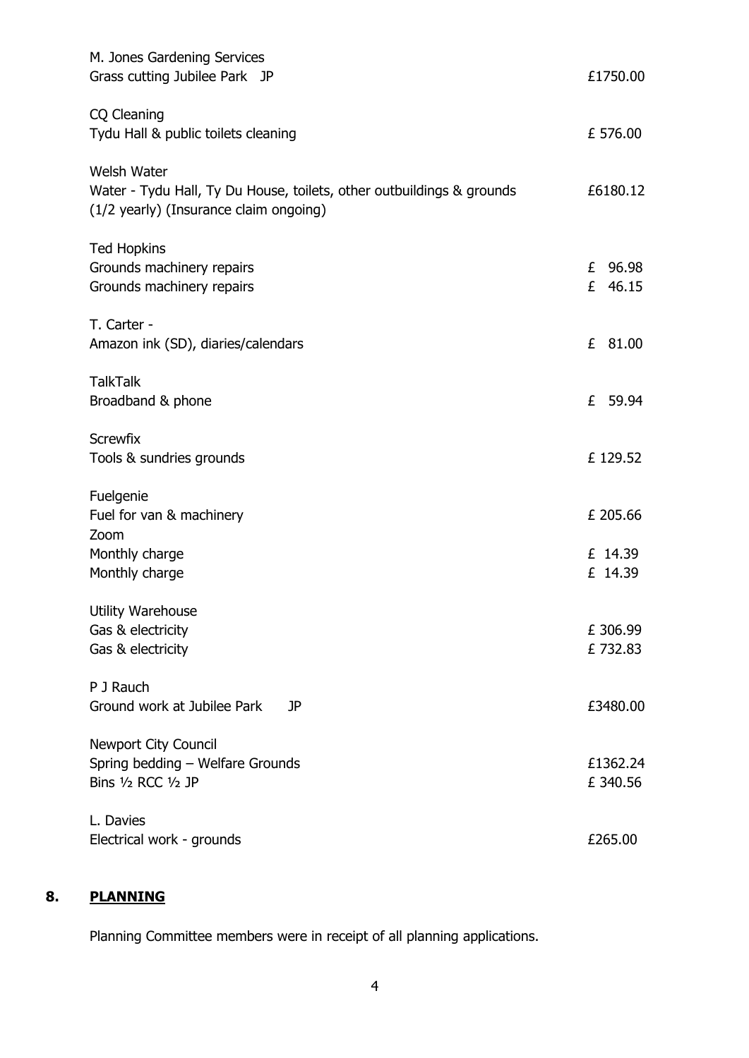M. Jones Gardening Services
Grass cutting Jubilee Park JP £1750.00

CQ Cleaning
Tydu Hall & public toilets cleaning £ 576.00

Welsh Water
Water - Tydu Hall, Ty Du House, toilets, other outbuildings & grounds (1/2 yearly) (Insurance claim ongoing) £6180.12

Ted Hopkins
Grounds machinery repairs £ 96.98
Grounds machinery repairs £ 46.15

T. Carter -
Amazon ink (SD), diaries/calendars £ 81.00

TalkTalk
Broadband & phone £ 59.94

Screwfix
Tools & sundries grounds £ 129.52

Fuelgenie
Fuel for van & machinery £ 205.66
Zoom
Monthly charge £ 14.39
Monthly charge £ 14.39

Utility Warehouse
Gas & electricity £ 306.99
Gas & electricity £ 732.83

P J Rauch
Ground work at Jubilee Park JP £3480.00

Newport City Council
Spring bedding – Welfare Grounds £1362.24
Bins ½ RCC ½ JP £ 340.56

L. Davies
Electrical work - grounds £265.00

## 8. PLANNING

Planning Committee members were in receipt of all planning applications.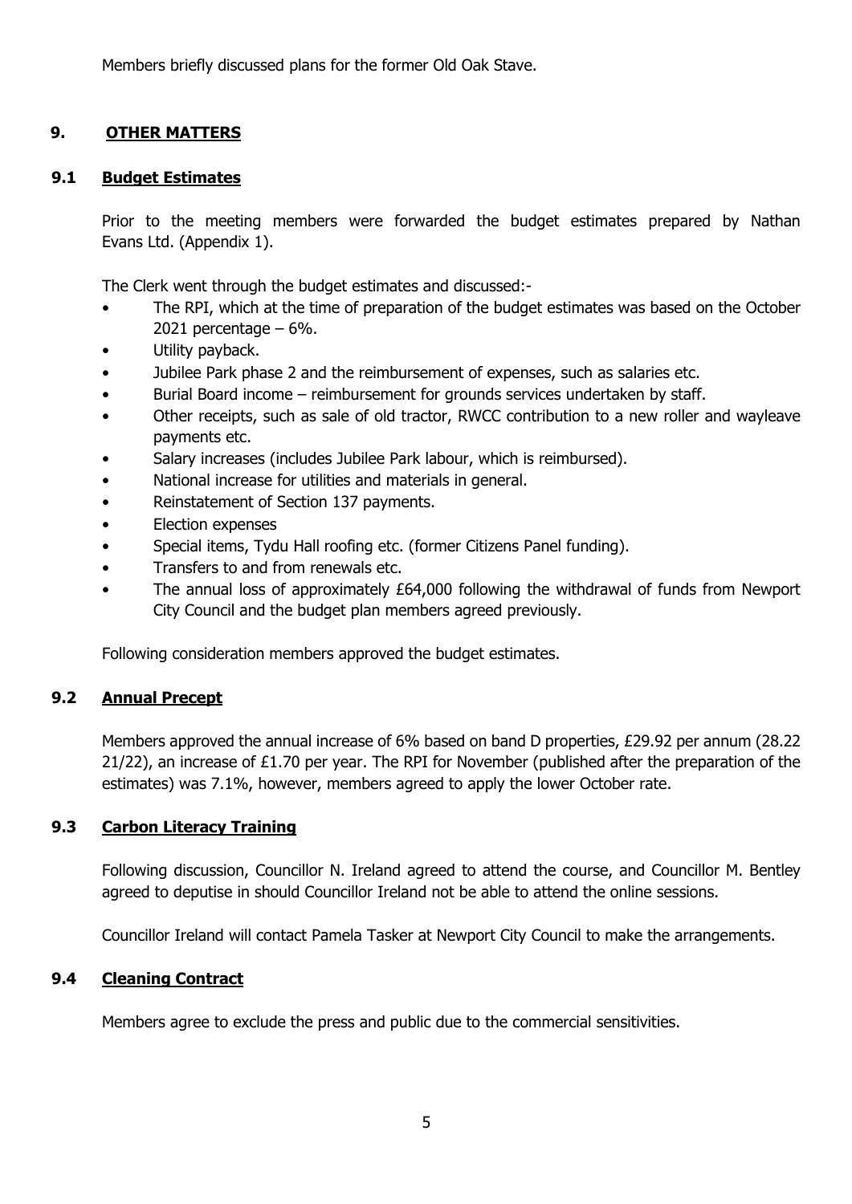Members briefly discussed plans for the former Old Oak Stave.

## 9. OTHER MATTERS

### 9.1 Budget Estimates

Prior to the meeting members were forwarded the budget estimates prepared by Nathan Evans Ltd. (Appendix 1).

The Clerk went through the budget estimates and discussed:-

- The RPI, which at the time of preparation of the budget estimates was based on the October 2021 percentage – 6%.
- Utility payback.
- Jubilee Park phase 2 and the reimbursement of expenses, such as salaries etc.
- Burial Board income – reimbursement for grounds services undertaken by staff.
- Other receipts, such as sale of old tractor, RWCC contribution to a new roller and wayleave payments etc.
- Salary increases (includes Jubilee Park labour, which is reimbursed).
- National increase for utilities and materials in general.
- Reinstatement of Section 137 payments.
- Election expenses
- Special items, Tydu Hall roofing etc. (former Citizens Panel funding).
- Transfers to and from renewals etc.
- The annual loss of approximately £64,000 following the withdrawal of funds from Newport City Council and the budget plan members agreed previously.

Following consideration members approved the budget estimates.

### 9.2 Annual Precept

Members approved the annual increase of 6% based on band D properties, £29.92 per annum (28.22 21/22), an increase of £1.70 per year. The RPI for November (published after the preparation of the estimates) was 7.1%, however, members agreed to apply the lower October rate.

### 9.3 Carbon Literacy Training

Following discussion, Councillor N. Ireland agreed to attend the course, and Councillor M. Bentley agreed to deputise in should Councillor Ireland not be able to attend the online sessions.

Councillor Ireland will contact Pamela Tasker at Newport City Council to make the arrangements.

### 9.4 Cleaning Contract

Members agree to exclude the press and public due to the commercial sensitivities.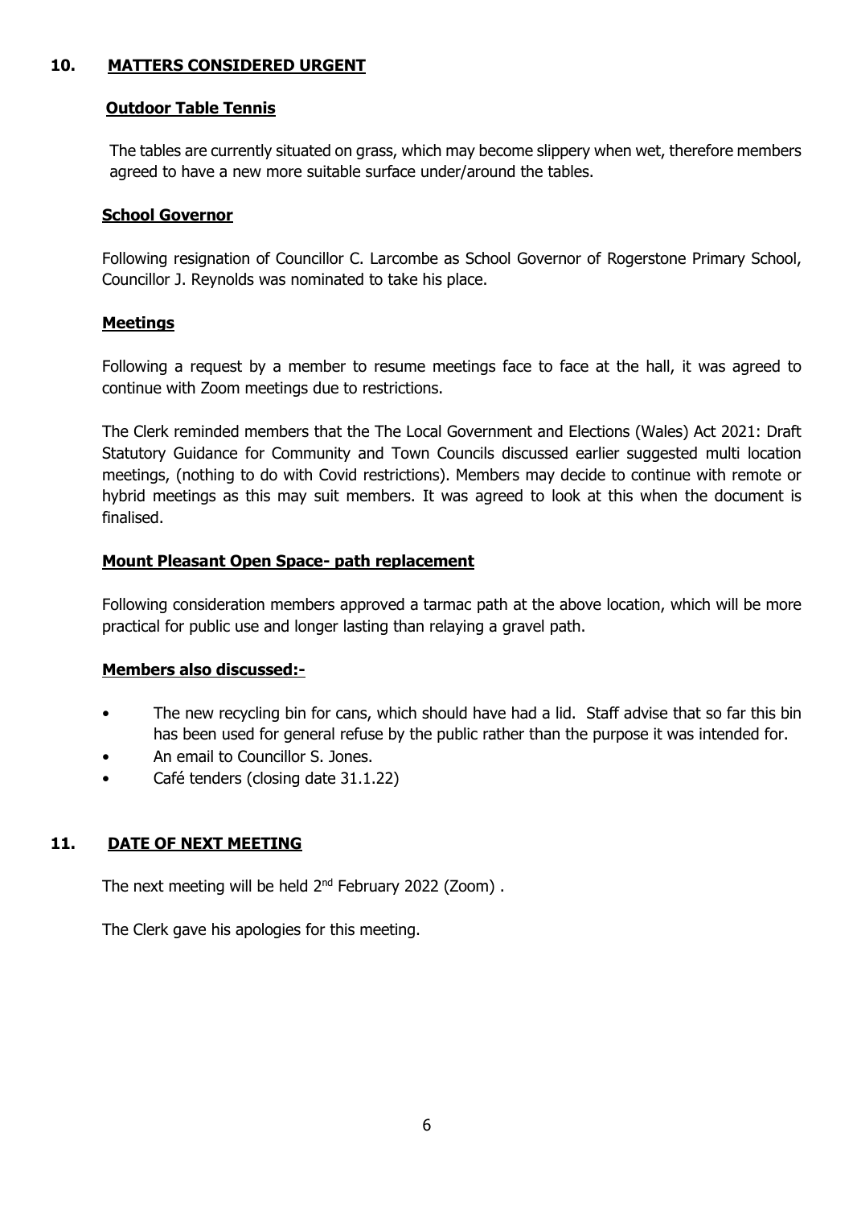## 10. MATTERS CONSIDERED URGENT

**Outdoor Table Tennis**

The tables are currently situated on grass, which may become slippery when wet, therefore members agreed to have a new more suitable surface under/around the tables.

**School Governor**

Following resignation of Councillor C. Larcombe as School Governor of Rogerstone Primary School, Councillor J. Reynolds was nominated to take his place.

**Meetings**

Following a request by a member to resume meetings face to face at the hall, it was agreed to continue with Zoom meetings due to restrictions.

The Clerk reminded members that the The Local Government and Elections (Wales) Act 2021: Draft Statutory Guidance for Community and Town Councils discussed earlier suggested multi location meetings, (nothing to do with Covid restrictions). Members may decide to continue with remote or hybrid meetings as this may suit members. It was agreed to look at this when the document is finalised.

**Mount Pleasant Open Space- path replacement**

Following consideration members approved a tarmac path at the above location, which will be more practical for public use and longer lasting than relaying a gravel path.

**Members also discussed:-**

- The new recycling bin for cans, which should have had a lid. Staff advise that so far this bin has been used for general refuse by the public rather than the purpose it was intended for.
- An email to Councillor S. Jones.
- Café tenders (closing date 31.1.22)

## 11. DATE OF NEXT MEETING

The next meeting will be held 2nd February 2022 (Zoom) .

The Clerk gave his apologies for this meeting.